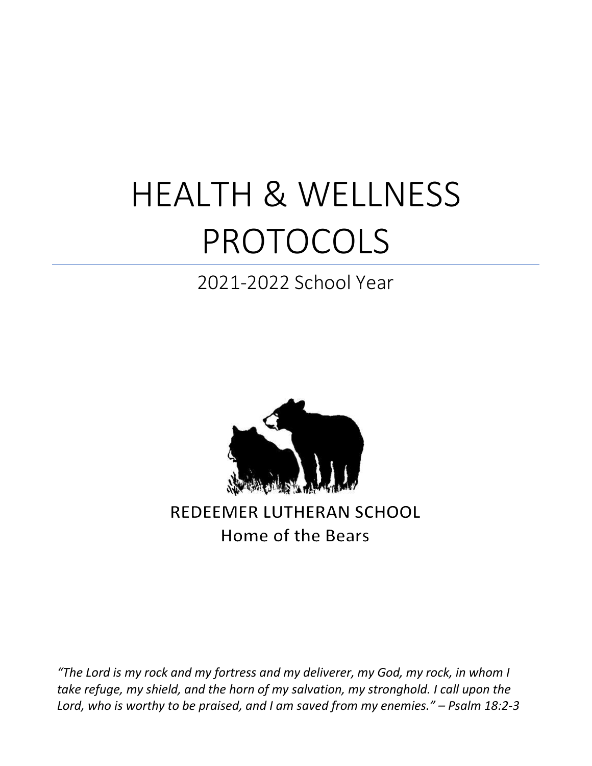# HEALTH & WELLNESS PROTOCOLS

## 2021-2022 School Year

REDEEMER LUTHERAN SCHOOL

Home of the Bears

*"The Lord is my rock and my fortress and my deliverer, my God, my rock, in whom I take refuge, my shield, and the horn of my salvation, my stronghold. I call upon the Lord, who is worthy to be praised, and I am saved from my enemies." – Psalm 18:2-3*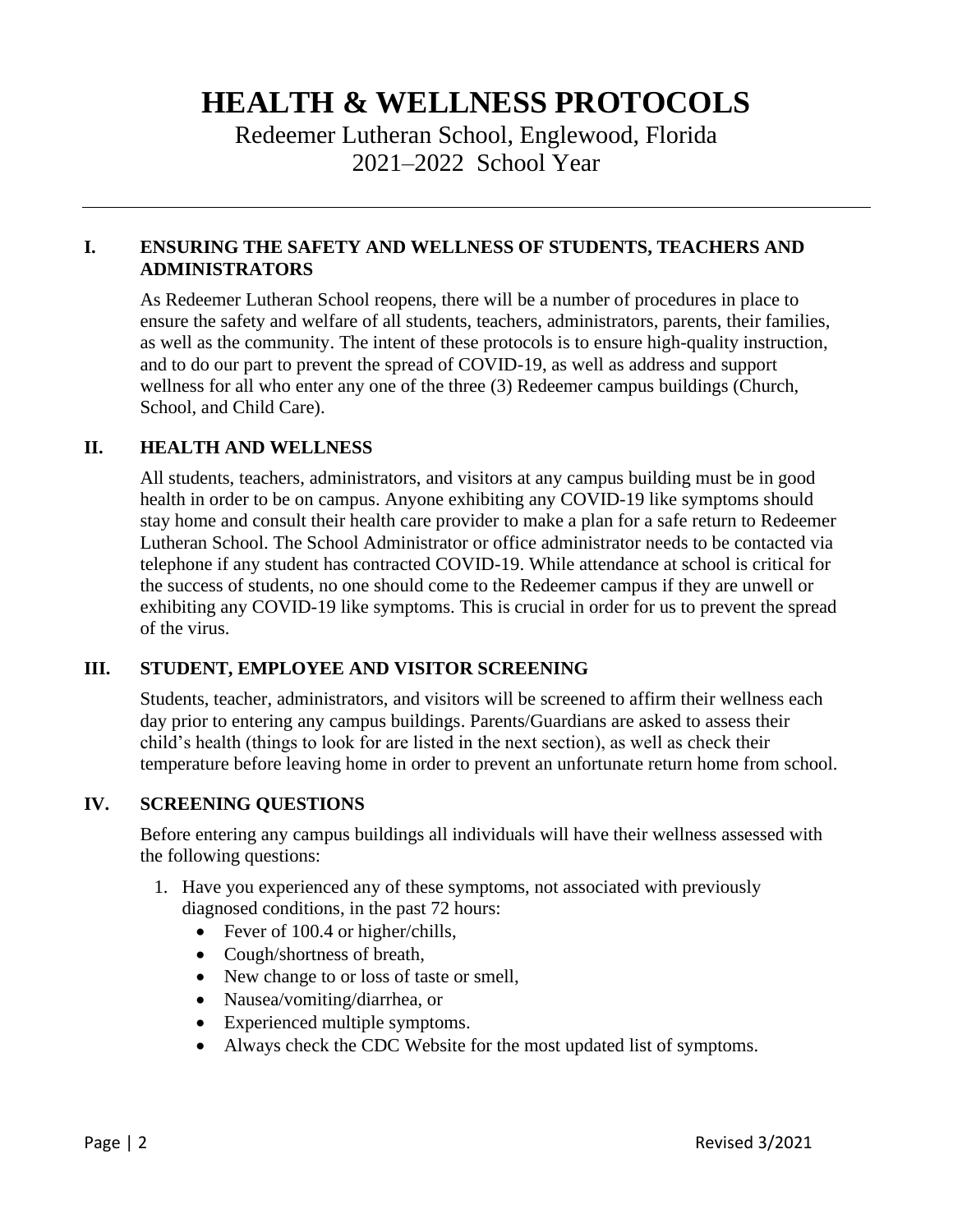# HEALTH & WELLNESS PROTOCOLS

Redeemer Lutheran School, Englewood, Florida

2021–2022 School Year

---

## I. ENSURING THE SAFETY AND WELLNESS OF STUDENTS, TEACHERS AND ADMINISTRATORS

As Redeemer Lutheran School reopens, there will be a number of procedures in place to ensure the safety and welfare of all students, teachers, administrators, parents, their families, as well as the community. The intent of these protocols is to ensure high-quality instruction, and to do our part to prevent the spread of COVID-19, as well as address and support wellness for all who enter any one of the three (3) Redeemer campus buildings (Church, School, and Child Care).

## II. HEALTH AND WELLNESS

All students, teachers, administrators, and visitors at any campus building must be in good health in order to be on campus. Anyone exhibiting any COVID-19 like symptoms should stay home and consult their health care provider to make a plan for a safe return to Redeemer Lutheran School. The School Administrator or office administrator needs to be contacted via telephone if any student has contracted COVID-19. While attendance at school is critical for the success of students, no one should come to the Redeemer campus if they are unwell or exhibiting any COVID-19 like symptoms. This is crucial in order for us to prevent the spread of the virus.

## III. STUDENT, EMPLOYEE AND VISITOR SCREENING

Students, teacher, administrators, and visitors will be screened to affirm their wellness each day prior to entering any campus buildings. Parents/Guardians are asked to assess their child's health (things to look for are listed in the next section), as well as check their temperature before leaving home in order to prevent an unfortunate return home from school.

## IV. SCREENING QUESTIONS

Before entering any campus buildings all individuals will have their wellness assessed with the following questions:

1. Have you experienced any of these symptoms, not associated with previously diagnosed conditions, in the past 72 hours:
   - Fever of 100.4 or higher/chills,
   - Cough/shortness of breath,
   - New change to or loss of taste or smell,
   - Nausea/vomiting/diarrhea, or
   - Experienced multiple symptoms.
   - Always check the CDC Website for the most updated list of symptoms.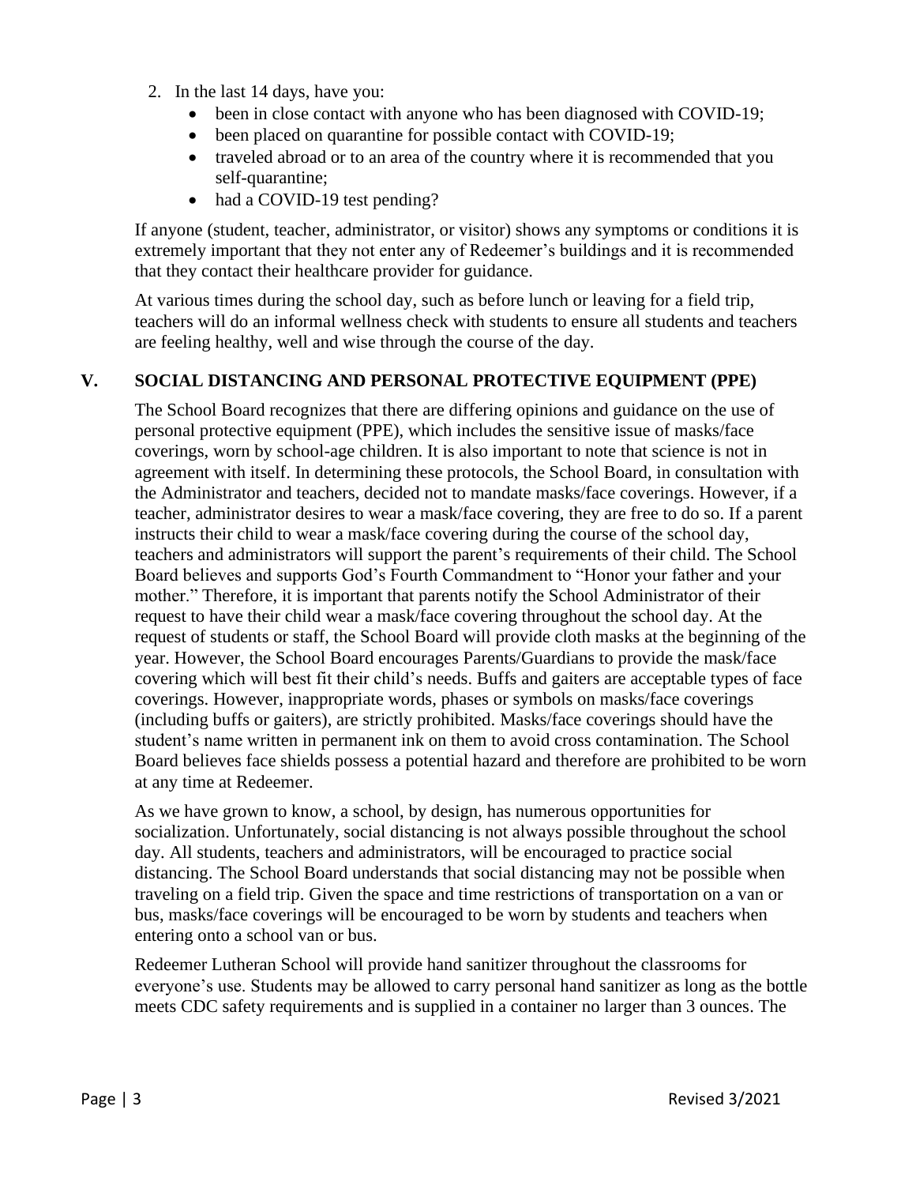2. In the last 14 days, have you:
   - been in close contact with anyone who has been diagnosed with COVID-19;
   - been placed on quarantine for possible contact with COVID-19;
   - traveled abroad or to an area of the country where it is recommended that you self-quarantine;
   - had a COVID-19 test pending?

If anyone (student, teacher, administrator, or visitor) shows any symptoms or conditions it is extremely important that they not enter any of Redeemer's buildings and it is recommended that they contact their healthcare provider for guidance.

At various times during the school day, such as before lunch or leaving for a field trip, teachers will do an informal wellness check with students to ensure all students and teachers are feeling healthy, well and wise through the course of the day.

## V. SOCIAL DISTANCING AND PERSONAL PROTECTIVE EQUIPMENT (PPE)

The School Board recognizes that there are differing opinions and guidance on the use of personal protective equipment (PPE), which includes the sensitive issue of masks/face coverings, worn by school-age children. It is also important to note that science is not in agreement with itself. In determining these protocols, the School Board, in consultation with the Administrator and teachers, decided not to mandate masks/face coverings. However, if a teacher, administrator desires to wear a mask/face covering, they are free to do so. If a parent instructs their child to wear a mask/face covering during the course of the school day, teachers and administrators will support the parent's requirements of their child. The School Board believes and supports God's Fourth Commandment to "Honor your father and your mother." Therefore, it is important that parents notify the School Administrator of their request to have their child wear a mask/face covering throughout the school day. At the request of students or staff, the School Board will provide cloth masks at the beginning of the year. However, the School Board encourages Parents/Guardians to provide the mask/face covering which will best fit their child's needs. Buffs and gaiters are acceptable types of face coverings. However, inappropriate words, phases or symbols on masks/face coverings (including buffs or gaiters), are strictly prohibited. Masks/face coverings should have the student's name written in permanent ink on them to avoid cross contamination. The School Board believes face shields possess a potential hazard and therefore are prohibited to be worn at any time at Redeemer.

As we have grown to know, a school, by design, has numerous opportunities for socialization. Unfortunately, social distancing is not always possible throughout the school day. All students, teachers and administrators, will be encouraged to practice social distancing. The School Board understands that social distancing may not be possible when traveling on a field trip. Given the space and time restrictions of transportation on a van or bus, masks/face coverings will be encouraged to be worn by students and teachers when entering onto a school van or bus.

Redeemer Lutheran School will provide hand sanitizer throughout the classrooms for everyone's use. Students may be allowed to carry personal hand sanitizer as long as the bottle meets CDC safety requirements and is supplied in a container no larger than 3 ounces. The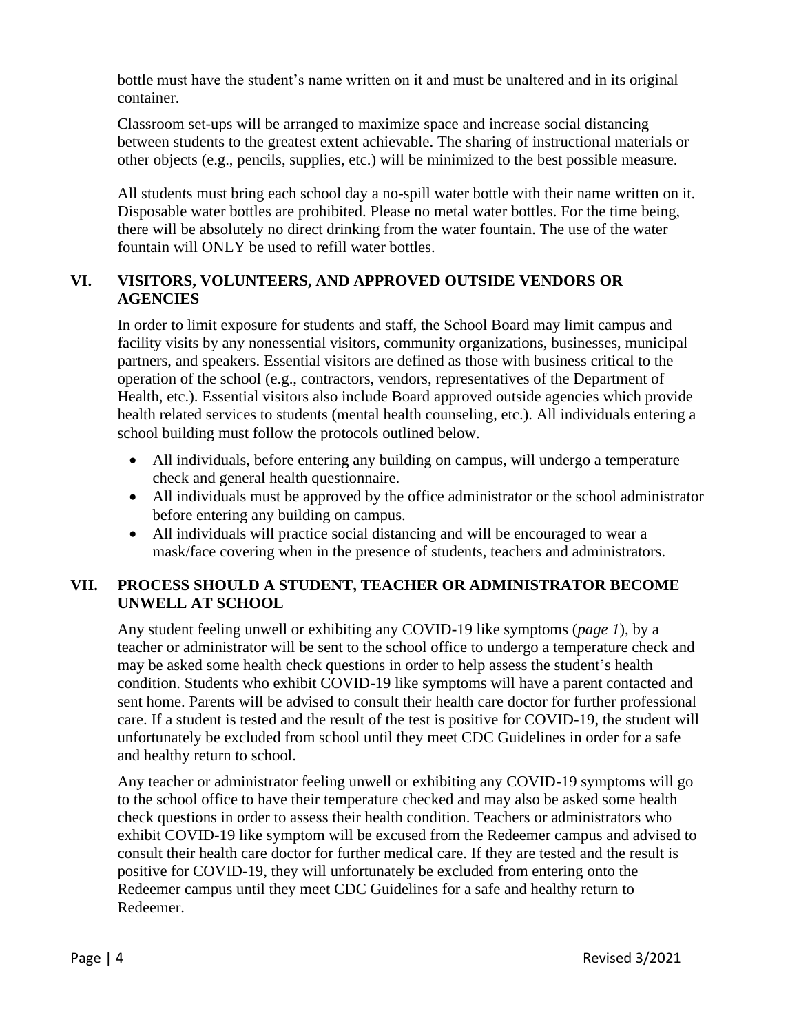bottle must have the student's name written on it and must be unaltered and in its original container.

Classroom set-ups will be arranged to maximize space and increase social distancing between students to the greatest extent achievable. The sharing of instructional materials or other objects (e.g., pencils, supplies, etc.) will be minimized to the best possible measure.

All students must bring each school day a no-spill water bottle with their name written on it. Disposable water bottles are prohibited. Please no metal water bottles. For the time being, there will be absolutely no direct drinking from the water fountain. The use of the water fountain will ONLY be used to refill water bottles.

## VI. VISITORS, VOLUNTEERS, AND APPROVED OUTSIDE VENDORS OR AGENCIES

In order to limit exposure for students and staff, the School Board may limit campus and facility visits by any nonessential visitors, community organizations, businesses, municipal partners, and speakers. Essential visitors are defined as those with business critical to the operation of the school (e.g., contractors, vendors, representatives of the Department of Health, etc.). Essential visitors also include Board approved outside agencies which provide health related services to students (mental health counseling, etc.). All individuals entering a school building must follow the protocols outlined below.

- All individuals, before entering any building on campus, will undergo a temperature check and general health questionnaire.
- All individuals must be approved by the office administrator or the school administrator before entering any building on campus.
- All individuals will practice social distancing and will be encouraged to wear a mask/face covering when in the presence of students, teachers and administrators.

## VII. PROCESS SHOULD A STUDENT, TEACHER OR ADMINISTRATOR BECOME UNWELL AT SCHOOL

Any student feeling unwell or exhibiting any COVID-19 like symptoms (*page 1*), by a teacher or administrator will be sent to the school office to undergo a temperature check and may be asked some health check questions in order to help assess the student's health condition. Students who exhibit COVID-19 like symptoms will have a parent contacted and sent home. Parents will be advised to consult their health care doctor for further professional care. If a student is tested and the result of the test is positive for COVID-19, the student will unfortunately be excluded from school until they meet CDC Guidelines in order for a safe and healthy return to school.

Any teacher or administrator feeling unwell or exhibiting any COVID-19 symptoms will go to the school office to have their temperature checked and may also be asked some health check questions in order to assess their health condition. Teachers or administrators who exhibit COVID-19 like symptom will be excused from the Redeemer campus and advised to consult their health care doctor for further medical care. If they are tested and the result is positive for COVID-19, they will unfortunately be excluded from entering onto the Redeemer campus until they meet CDC Guidelines for a safe and healthy return to Redeemer.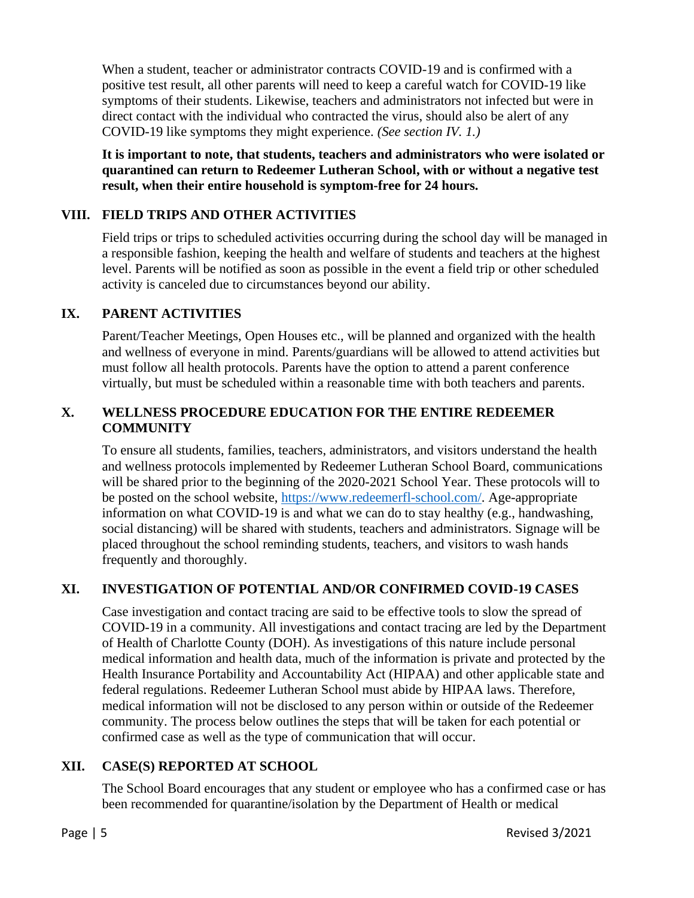When a student, teacher or administrator contracts COVID-19 and is confirmed with a positive test result, all other parents will need to keep a careful watch for COVID-19 like symptoms of their students. Likewise, teachers and administrators not infected but were in direct contact with the individual who contracted the virus, should also be alert of any COVID-19 like symptoms they might experience. *(See section IV. 1.)*

**It is important to note, that students, teachers and administrators who were isolated or quarantined can return to Redeemer Lutheran School, with or without a negative test result, when their entire household is symptom-free for 24 hours.**

## VIII. FIELD TRIPS AND OTHER ACTIVITIES

Field trips or trips to scheduled activities occurring during the school day will be managed in a responsible fashion, keeping the health and welfare of students and teachers at the highest level. Parents will be notified as soon as possible in the event a field trip or other scheduled activity is canceled due to circumstances beyond our ability.

## IX. PARENT ACTIVITIES

Parent/Teacher Meetings, Open Houses etc., will be planned and organized with the health and wellness of everyone in mind. Parents/guardians will be allowed to attend activities but must follow all health protocols. Parents have the option to attend a parent conference virtually, but must be scheduled within a reasonable time with both teachers and parents.

## X. WELLNESS PROCEDURE EDUCATION FOR THE ENTIRE REDEEMER COMMUNITY

To ensure all students, families, teachers, administrators, and visitors understand the health and wellness protocols implemented by Redeemer Lutheran School Board, communications will be shared prior to the beginning of the 2020-2021 School Year. These protocols will to be posted on the school website, [https://www.redeemerfl-school.com/](https://www.redeemerfl-school.com/). Age-appropriate information on what COVID-19 is and what we can do to stay healthy (e.g., handwashing, social distancing) will be shared with students, teachers and administrators. Signage will be placed throughout the school reminding students, teachers, and visitors to wash hands frequently and thoroughly.

## XI. INVESTIGATION OF POTENTIAL AND/OR CONFIRMED COVID-19 CASES

Case investigation and contact tracing are said to be effective tools to slow the spread of COVID-19 in a community. All investigations and contact tracing are led by the Department of Health of Charlotte County (DOH). As investigations of this nature include personal medical information and health data, much of the information is private and protected by the Health Insurance Portability and Accountability Act (HIPAA) and other applicable state and federal regulations. Redeemer Lutheran School must abide by HIPAA laws. Therefore, medical information will not be disclosed to any person within or outside of the Redeemer community. The process below outlines the steps that will be taken for each potential or confirmed case as well as the type of communication that will occur.

## XII. CASE(S) REPORTED AT SCHOOL

The School Board encourages that any student or employee who has a confirmed case or has been recommended for quarantine/isolation by the Department of Health or medical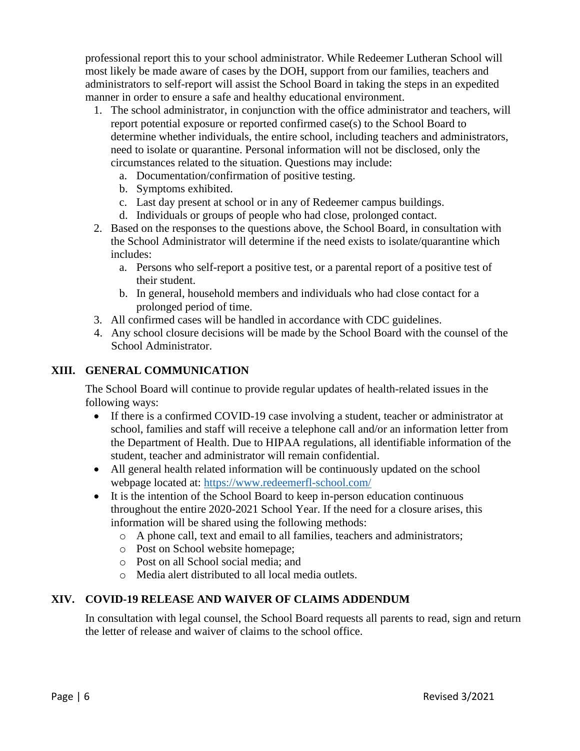professional report this to your school administrator. While Redeemer Lutheran School will most likely be made aware of cases by the DOH, support from our families, teachers and administrators to self-report will assist the School Board in taking the steps in an expedited manner in order to ensure a safe and healthy educational environment.

1. The school administrator, in conjunction with the office administrator and teachers, will report potential exposure or reported confirmed case(s) to the School Board to determine whether individuals, the entire school, including teachers and administrators, need to isolate or quarantine. Personal information will not be disclosed, only the circumstances related to the situation. Questions may include:
   a. Documentation/confirmation of positive testing.
   b. Symptoms exhibited.
   c. Last day present at school or in any of Redeemer campus buildings.
   d. Individuals or groups of people who had close, prolonged contact.
2. Based on the responses to the questions above, the School Board, in consultation with the School Administrator will determine if the need exists to isolate/quarantine which includes:
   a. Persons who self-report a positive test, or a parental report of a positive test of their student.
   b. In general, household members and individuals who had close contact for a prolonged period of time.
3. All confirmed cases will be handled in accordance with CDC guidelines.
4. Any school closure decisions will be made by the School Board with the counsel of the School Administrator.

## XIII. GENERAL COMMUNICATION

The School Board will continue to provide regular updates of health-related issues in the following ways:

- If there is a confirmed COVID-19 case involving a student, teacher or administrator at school, families and staff will receive a telephone call and/or an information letter from the Department of Health. Due to HIPAA regulations, all identifiable information of the student, teacher and administrator will remain confidential.
- All general health related information will be continuously updated on the school webpage located at: https://www.redeemerfl-school.com/
- It is the intention of the School Board to keep in-person education continuous throughout the entire 2020-2021 School Year. If the need for a closure arises, this information will be shared using the following methods:
  - A phone call, text and email to all families, teachers and administrators;
  - Post on School website homepage;
  - Post on all School social media; and
  - Media alert distributed to all local media outlets.

## XIV. COVID-19 RELEASE AND WAIVER OF CLAIMS ADDENDUM

In consultation with legal counsel, the School Board requests all parents to read, sign and return the letter of release and waiver of claims to the school office.